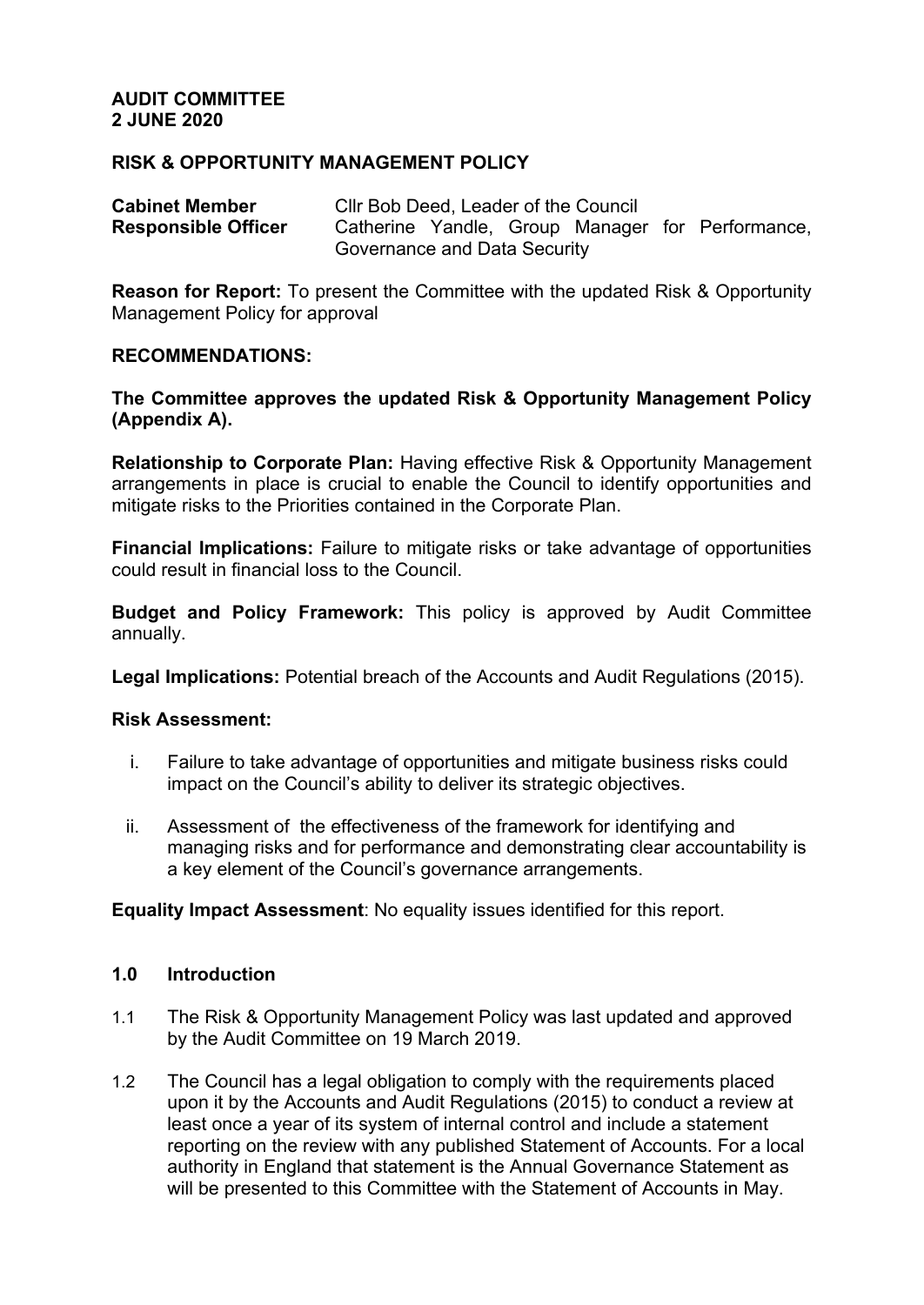**AUDIT COMMITTEE**
**2 JUNE 2020**

**RISK & OPPORTUNITY MANAGEMENT POLICY**

| | |
|---|---|
| **Cabinet Member** | Cllr Bob Deed, Leader of the Council |
| **Responsible Officer** | Catherine Yandle, Group Manager for Performance, Governance and Data Security |

**Reason for Report:** To present the Committee with the updated Risk & Opportunity Management Policy for approval

**RECOMMENDATIONS:**

**The Committee approves the updated Risk & Opportunity Management Policy (Appendix A).**

**Relationship to Corporate Plan:** Having effective Risk & Opportunity Management arrangements in place is crucial to enable the Council to identify opportunities and mitigate risks to the Priorities contained in the Corporate Plan.

**Financial Implications:** Failure to mitigate risks or take advantage of opportunities could result in financial loss to the Council.

**Budget and Policy Framework:** This policy is approved by Audit Committee annually.

**Legal Implications:** Potential breach of the Accounts and Audit Regulations (2015).

**Risk Assessment:**

i. Failure to take advantage of opportunities and mitigate business risks could impact on the Council's ability to deliver its strategic objectives.

ii. Assessment of the effectiveness of the framework for identifying and managing risks and for performance and demonstrating clear accountability is a key element of the Council's governance arrangements.

**Equality Impact Assessment**: No equality issues identified for this report.

## 1.0 Introduction

1.1 The Risk & Opportunity Management Policy was last updated and approved by the Audit Committee on 19 March 2019.

1.2 The Council has a legal obligation to comply with the requirements placed upon it by the Accounts and Audit Regulations (2015) to conduct a review at least once a year of its system of internal control and include a statement reporting on the review with any published Statement of Accounts. For a local authority in England that statement is the Annual Governance Statement as will be presented to this Committee with the Statement of Accounts in May.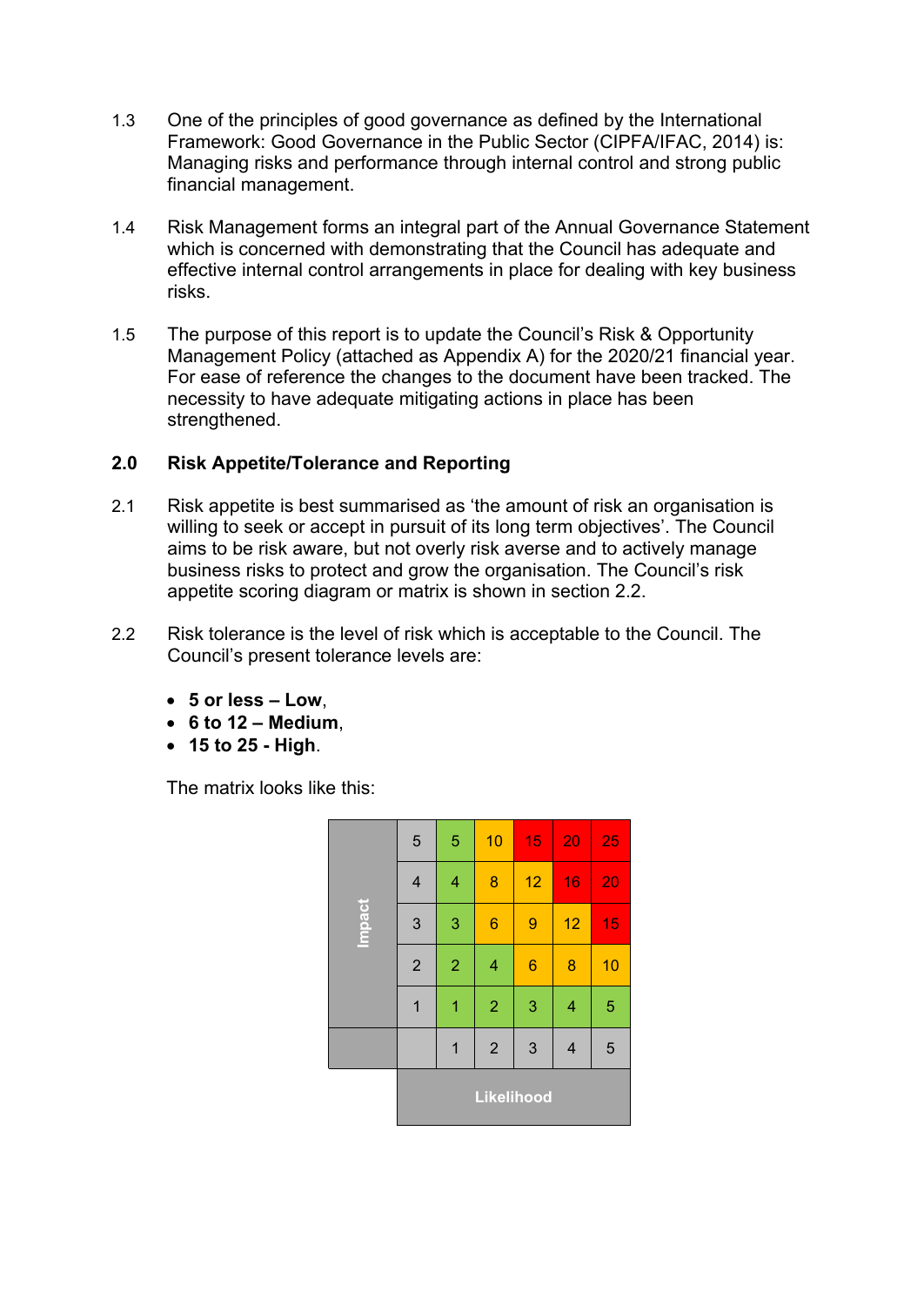1.3 One of the principles of good governance as defined by the International Framework: Good Governance in the Public Sector (CIPFA/IFAC, 2014) is: Managing risks and performance through internal control and strong public financial management.

1.4 Risk Management forms an integral part of the Annual Governance Statement which is concerned with demonstrating that the Council has adequate and effective internal control arrangements in place for dealing with key business risks.

1.5 The purpose of this report is to update the Council's Risk & Opportunity Management Policy (attached as Appendix A) for the 2020/21 financial year. For ease of reference the changes to the document have been tracked. The necessity to have adequate mitigating actions in place has been strengthened.

## 2.0 Risk Appetite/Tolerance and Reporting

2.1 Risk appetite is best summarised as 'the amount of risk an organisation is willing to seek or accept in pursuit of its long term objectives'. The Council aims to be risk aware, but not overly risk averse and to actively manage business risks to protect and grow the organisation. The Council's risk appetite scoring diagram or matrix is shown in section 2.2.

2.2 Risk tolerance is the level of risk which is acceptable to the Council. The Council's present tolerance levels are:

- **5 or less – Low**,
- **6 to 12 – Medium**,
- **15 to 25 - High**.

The matrix looks like this:

| Impact | | | | | | |
|---|---|---|---|---|---|---|
| | 5 | 5 | 10 | 15 | 20 | 25 |
| | 4 | 4 | 8 | 12 | 16 | 20 |
| | 3 | 3 | 6 | 9 | 12 | 15 |
| | 2 | 2 | 4 | 6 | 8 | 10 |
| | 1 | 1 | 2 | 3 | 4 | 5 |
| | | 1 | 2 | 3 | 4 | 5 |
| | Likelihood | | | | | |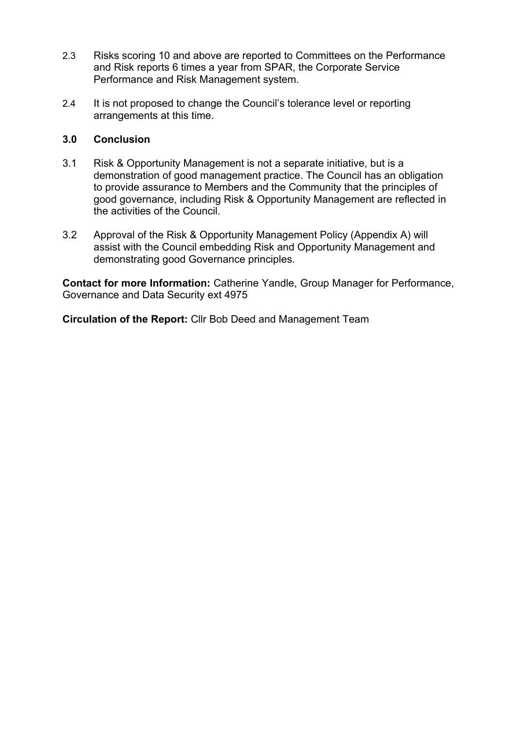2.3 Risks scoring 10 and above are reported to Committees on the Performance and Risk reports 6 times a year from SPAR, the Corporate Service Performance and Risk Management system.

2.4 It is not proposed to change the Council's tolerance level or reporting arrangements at this time.

## 3.0 Conclusion

3.1 Risk & Opportunity Management is not a separate initiative, but is a demonstration of good management practice. The Council has an obligation to provide assurance to Members and the Community that the principles of good governance, including Risk & Opportunity Management are reflected in the activities of the Council.

3.2 Approval of the Risk & Opportunity Management Policy (Appendix A) will assist with the Council embedding Risk and Opportunity Management and demonstrating good Governance principles.

**Contact for more Information:** Catherine Yandle, Group Manager for Performance, Governance and Data Security ext 4975

**Circulation of the Report:** Cllr Bob Deed and Management Team